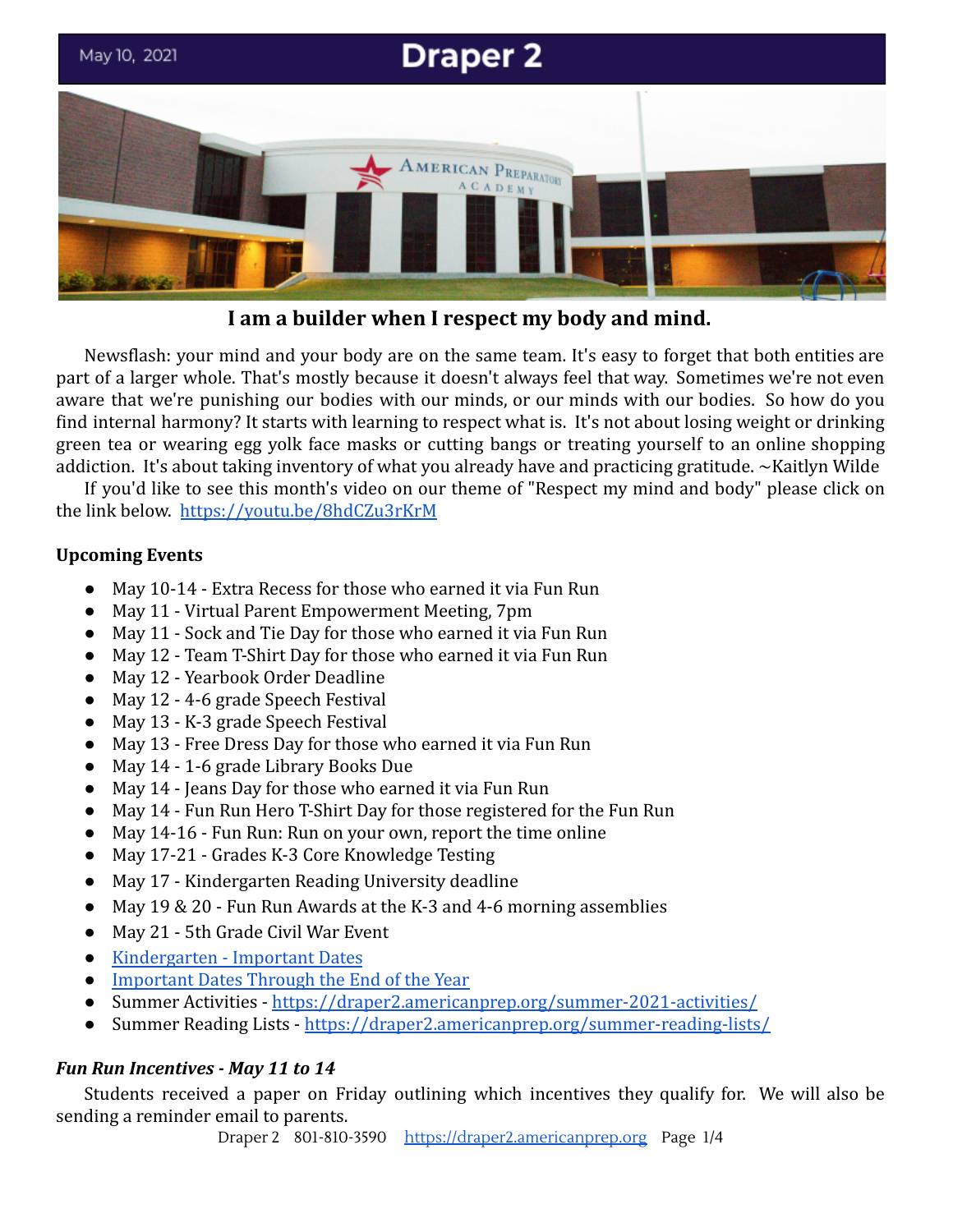May 10, 2021

# Draper 2

## I am a builder when I respect my body and mind.

Newsflash: your mind and your body are on the same team. It's easy to forget that both entities are part of a larger whole. That's mostly because it doesn't always feel that way. Sometimes we're not even aware that we're punishing our bodies with our minds, or our minds with our bodies. So how do you find internal harmony? It starts with learning to respect what is. It's not about losing weight or drinking green tea or wearing egg yolk face masks or cutting bangs or treating yourself to an online shopping addiction. It's about taking inventory of what you already have and practicing gratitude. ~Kaitlyn Wilde

If you'd like to see this month's video on our theme of "Respect my mind and body" please click on the link below. [https://youtu.be/8hdCZu3rKrM](https://youtu.be/8hdCZu3rKrM)

**Upcoming Events**

- May 10-14 - Extra Recess for those who earned it via Fun Run
- May 11 - Virtual Parent Empowerment Meeting, 7pm
- May 11 - Sock and Tie Day for those who earned it via Fun Run
- May 12 - Team T-Shirt Day for those who earned it via Fun Run
- May 12 - Yearbook Order Deadline
- May 12 - 4-6 grade Speech Festival
- May 13 - K-3 grade Speech Festival
- May 13 - Free Dress Day for those who earned it via Fun Run
- May 14 - 1-6 grade Library Books Due
- May 14 - Jeans Day for those who earned it via Fun Run
- May 14 - Fun Run Hero T-Shirt Day for those registered for the Fun Run
- May 14-16 - Fun Run: Run on your own, report the time online
- May 17-21 - Grades K-3 Core Knowledge Testing
- May 17 - Kindergarten Reading University deadline
- May 19 & 20 - Fun Run Awards at the K-3 and 4-6 morning assemblies
- May 21 - 5th Grade Civil War Event
- Kindergarten - Important Dates
- Important Dates Through the End of the Year
- Summer Activities - [https://draper2.americanprep.org/summer-2021-activities/](https://draper2.americanprep.org/summer-2021-activities/)
- Summer Reading Lists - [https://draper2.americanprep.org/summer-reading-lists/](https://draper2.americanprep.org/summer-reading-lists/)

***Fun Run Incentives - May 11 to 14***

Students received a paper on Friday outlining which incentives they qualify for. We will also be sending a reminder email to parents.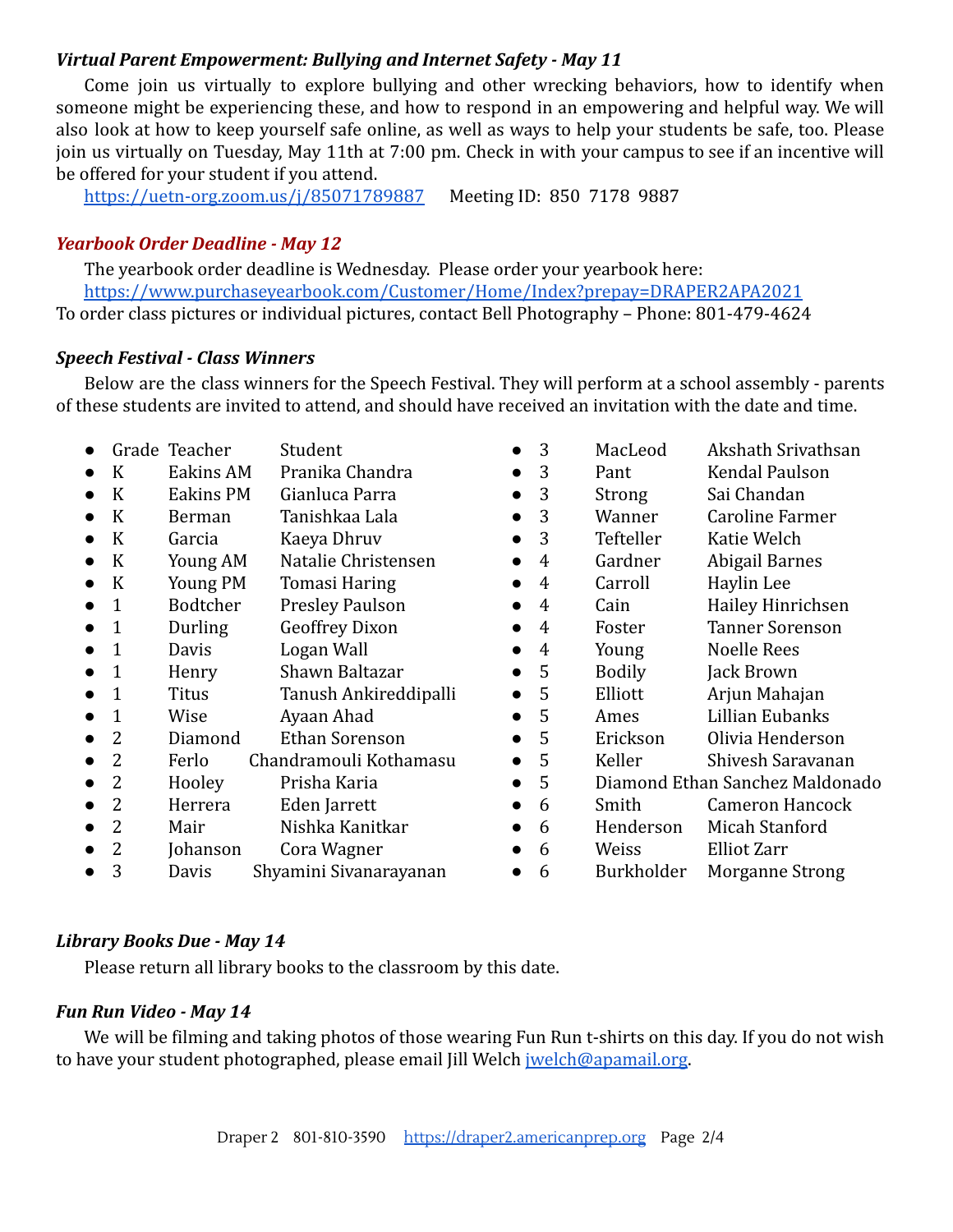### *Virtual Parent Empowerment: Bullying and Internet Safety - May 11*

Come join us virtually to explore bullying and other wrecking behaviors, how to identify when someone might be experiencing these, and how to respond in an empowering and helpful way. We will also look at how to keep yourself safe online, as well as ways to help your students be safe, too. Please join us virtually on Tuesday, May 11th at 7:00 pm. Check in with your campus to see if an incentive will be offered for your student if you attend.

[https://uetn-org.zoom.us/j/85071789887](https://uetn-org.zoom.us/j/85071789887) Meeting ID: 850 7178 9887

### *Yearbook Order Deadline - May 12*

The yearbook order deadline is Wednesday. Please order your yearbook here:
[https://www.purchaseyearbook.com/Customer/Home/Index?prepay=DRAPER2APA2021](https://www.purchaseyearbook.com/Customer/Home/Index?prepay=DRAPER2APA2021)
To order class pictures or individual pictures, contact Bell Photography – Phone: 801-479-4624

### *Speech Festival - Class Winners*

Below are the class winners for the Speech Festival. They will perform at a school assembly - parents of these students are invited to attend, and should have received an invitation with the date and time.

| Grade | Teacher | Student |
|---|---|---|
| K | Eakins AM | Pranika Chandra |
| K | Eakins PM | Gianluca Parra |
| K | Berman | Tanishkaa Lala |
| K | Garcia | Kaeya Dhruv |
| K | Young AM | Natalie Christensen |
| K | Young PM | Tomasi Haring |
| 1 | Bodtcher | Presley Paulson |
| 1 | Durling | Geoffrey Dixon |
| 1 | Davis | Logan Wall |
| 1 | Henry | Shawn Baltazar |
| 1 | Titus | Tanush Ankireddipalli |
| 1 | Wise | Ayaan Ahad |
| 2 | Diamond | Ethan Sorenson |
| 2 | Ferlo | Chandramouli Kothamasu |
| 2 | Hooley | Prisha Karia |
| 2 | Herrera | Eden Jarrett |
| 2 | Mair | Nishka Kanitkar |
| 2 | Johanson | Cora Wagner |
| 3 | Davis | Shyamini Sivanarayanan |
| 3 | MacLeod | Akshath Srivathsan |
| 3 | Pant | Kendal Paulson |
| 3 | Strong | Sai Chandan |
| 3 | Wanner | Caroline Farmer |
| 3 | Tefteller | Katie Welch |
| 4 | Gardner | Abigail Barnes |
| 4 | Carroll | Haylin Lee |
| 4 | Cain | Hailey Hinrichsen |
| 4 | Foster | Tanner Sorenson |
| 4 | Young | Noelle Rees |
| 5 | Bodily | Jack Brown |
| 5 | Elliott | Arjun Mahajan |
| 5 | Ames | Lillian Eubanks |
| 5 | Erickson | Olivia Henderson |
| 5 | Keller | Shivesh Saravanan |
| 5 | Diamond | Ethan Sanchez Maldonado |
| 6 | Smith | Cameron Hancock |
| 6 | Henderson | Micah Stanford |
| 6 | Weiss | Elliot Zarr |
| 6 | Burkholder | Morganne Strong |

### *Library Books Due - May 14*

Please return all library books to the classroom by this date.

### *Fun Run Video - May 14*

We will be filming and taking photos of those wearing Fun Run t-shirts on this day. If you do not wish to have your student photographed, please email Jill Welch [jwelch@apamail.org](mailto:jwelch@apamail.org).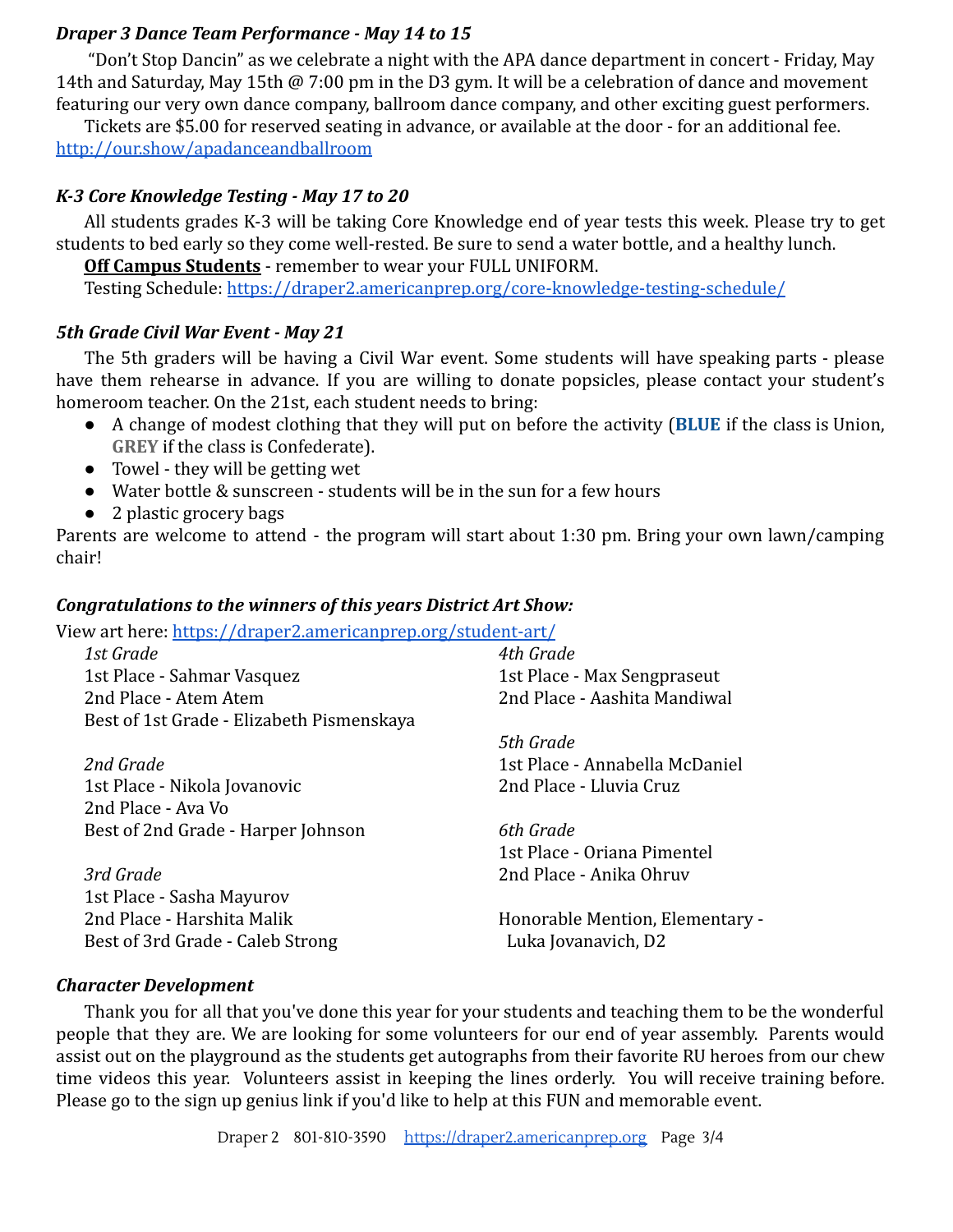### *Draper 3 Dance Team Performance - May 14 to 15*

"Don't Stop Dancin" as we celebrate a night with the APA dance department in concert - Friday, May 14th and Saturday, May 15th @ 7:00 pm in the D3 gym. It will be a celebration of dance and movement featuring our very own dance company, ballroom dance company, and other exciting guest performers.

Tickets are $5.00 for reserved seating in advance, or available at the door - for an additional fee. [http://our.show/apadanceandballroom](http://our.show/apadanceandballroom)

### *K-3 Core Knowledge Testing - May 17 to 20*

All students grades K-3 will be taking Core Knowledge end of year tests this week. Please try to get students to bed early so they come well-rested. Be sure to send a water bottle, and a healthy lunch.

**Off Campus Students** - remember to wear your FULL UNIFORM.

Testing Schedule: [https://draper2.americanprep.org/core-knowledge-testing-schedule/](https://draper2.americanprep.org/core-knowledge-testing-schedule/)

### *5th Grade Civil War Event - May 21*

The 5th graders will be having a Civil War event. Some students will have speaking parts - please have them rehearse in advance. If you are willing to donate popsicles, please contact your student's homeroom teacher. On the 21st, each student needs to bring:

- A change of modest clothing that they will put on before the activity (**BLUE** if the class is Union, **GREY** if the class is Confederate).
- Towel - they will be getting wet
- Water bottle & sunscreen - students will be in the sun for a few hours
- 2 plastic grocery bags

Parents are welcome to attend - the program will start about 1:30 pm. Bring your own lawn/camping chair!

### *Congratulations to the winners of this years District Art Show:*

View art here: [https://draper2.americanprep.org/student-art/](https://draper2.americanprep.org/student-art/)

*1st Grade*
1st Place - Sahmar Vasquez
2nd Place - Atem Atem
Best of 1st Grade - Elizabeth Pismenskaya

*2nd Grade*
1st Place - Nikola Jovanovic
2nd Place - Ava Vo
Best of 2nd Grade - Harper Johnson

*3rd Grade*
1st Place - Sasha Mayurov
2nd Place - Harshita Malik
Best of 3rd Grade - Caleb Strong

*4th Grade*
1st Place - Max Sengpraseut
2nd Place - Aashita Mandiwal

*5th Grade*
1st Place - Annabella McDaniel
2nd Place - Lluvia Cruz

*6th Grade*
1st Place - Oriana Pimentel
2nd Place - Anika Ohruv

Honorable Mention, Elementary - Luka Jovanavich, D2

### *Character Development*

Thank you for all that you've done this year for your students and teaching them to be the wonderful people that they are. We are looking for some volunteers for our end of year assembly. Parents would assist out on the playground as the students get autographs from their favorite RU heroes from our chew time videos this year. Volunteers assist in keeping the lines orderly. You will receive training before. Please go to the sign up genius link if you'd like to help at this FUN and memorable event.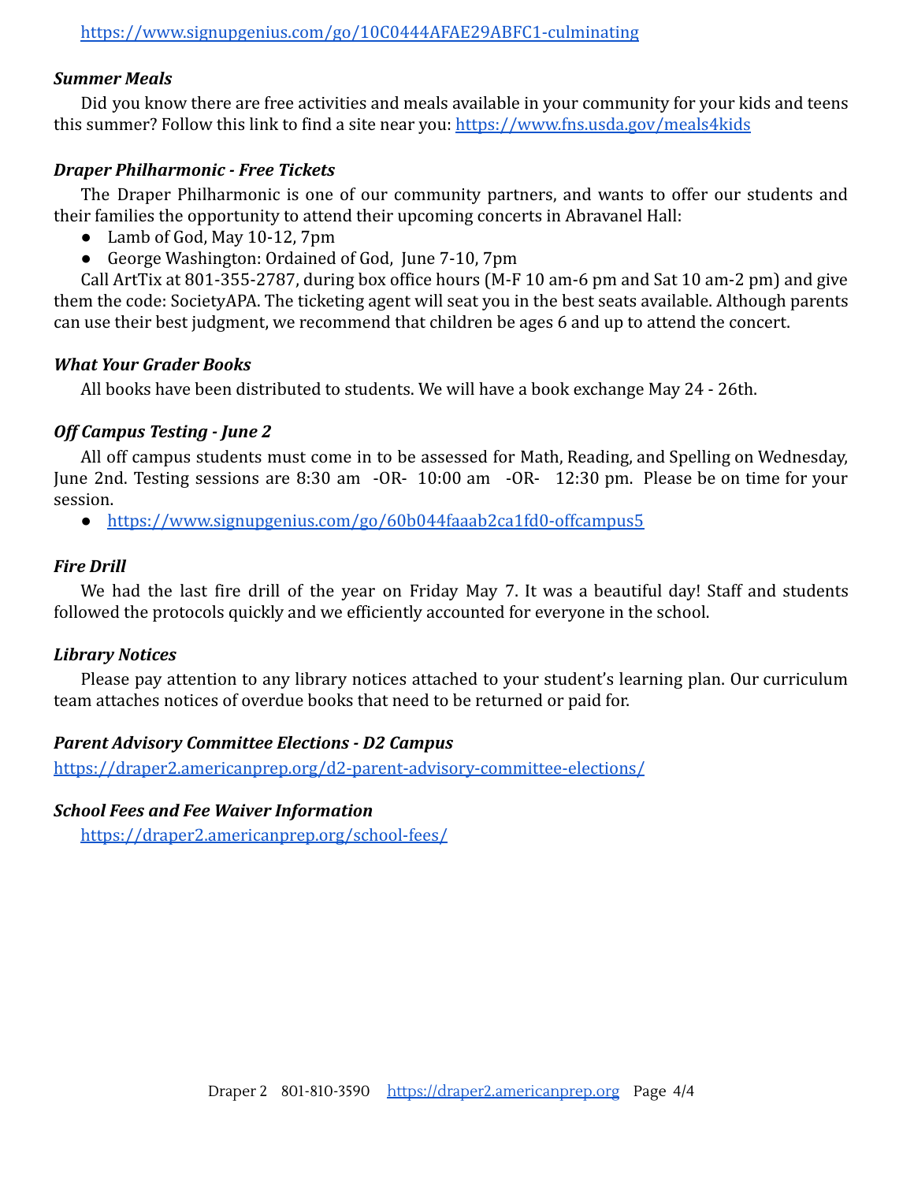https://www.signupgenius.com/go/10C0444AFAE29ABFC1-culminating

### *Summer Meals*

Did you know there are free activities and meals available in your community for your kids and teens this summer? Follow this link to find a site near you: https://www.fns.usda.gov/meals4kids

### *Draper Philharmonic - Free Tickets*

The Draper Philharmonic is one of our community partners, and wants to offer our students and their families the opportunity to attend their upcoming concerts in Abravanel Hall:

- Lamb of God, May 10-12, 7pm
- George Washington: Ordained of God, June 7-10, 7pm

Call ArtTix at 801-355-2787, during box office hours (M-F 10 am-6 pm and Sat 10 am-2 pm) and give them the code: SocietyAPA. The ticketing agent will seat you in the best seats available. Although parents can use their best judgment, we recommend that children be ages 6 and up to attend the concert.

### *What Your Grader Books*

All books have been distributed to students. We will have a book exchange May 24 - 26th.

### *Off Campus Testing - June 2*

All off campus students must come in to be assessed for Math, Reading, and Spelling on Wednesday, June 2nd. Testing sessions are 8:30 am -OR- 10:00 am -OR- 12:30 pm. Please be on time for your session.

- https://www.signupgenius.com/go/60b044faaab2ca1fd0-offcampus5

### *Fire Drill*

We had the last fire drill of the year on Friday May 7. It was a beautiful day! Staff and students followed the protocols quickly and we efficiently accounted for everyone in the school.

### *Library Notices*

Please pay attention to any library notices attached to your student's learning plan. Our curriculum team attaches notices of overdue books that need to be returned or paid for.

### *Parent Advisory Committee Elections - D2 Campus*

https://draper2.americanprep.org/d2-parent-advisory-committee-elections/

### *School Fees and Fee Waiver Information*

https://draper2.americanprep.org/school-fees/